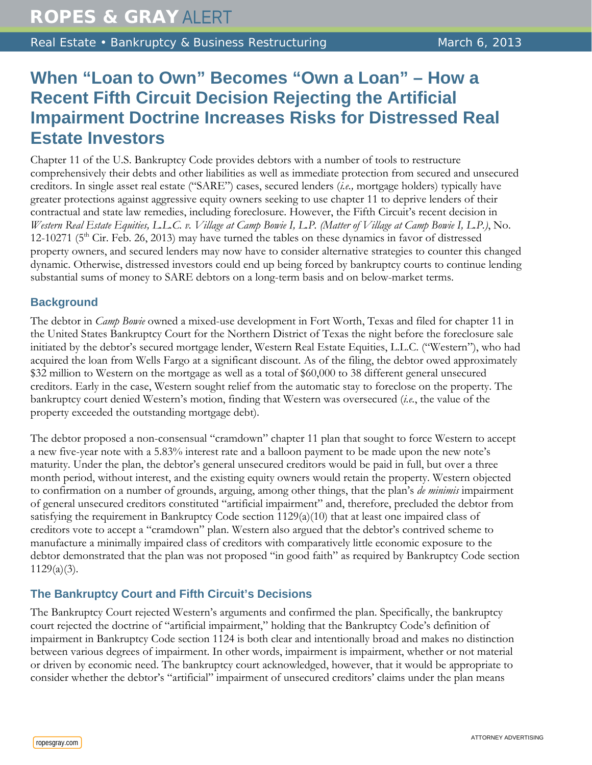ROPES & GRAY ALERT

Real Estate • Bankruptcy & Business Restructuring — March 6, 2013

# When "Loan to Own" Becomes "Own a Loan" – How a Recent Fifth Circuit Decision Rejecting the Artificial Impairment Doctrine Increases Risks for Distressed Real Estate Investors

Chapter 11 of the U.S. Bankruptcy Code provides debtors with a number of tools to restructure comprehensively their debts and other liabilities as well as immediate protection from secured and unsecured creditors. In single asset real estate ("SARE") cases, secured lenders (*i.e.,* mortgage holders) typically have greater protections against aggressive equity owners seeking to use chapter 11 to deprive lenders of their contractual and state law remedies, including foreclosure. However, the Fifth Circuit's recent decision in *Western Real Estate Equities, L.L.C. v. Village at Camp Bowie I, L.P. (Matter of Village at Camp Bowie I, L.P.)*, No. 12-10271 (5th Cir. Feb. 26, 2013) may have turned the tables on these dynamics in favor of distressed property owners, and secured lenders may now have to consider alternative strategies to counter this changed dynamic. Otherwise, distressed investors could end up being forced by bankruptcy courts to continue lending substantial sums of money to SARE debtors on a long-term basis and on below-market terms.

## Background

The debtor in *Camp Bowie* owned a mixed-use development in Fort Worth, Texas and filed for chapter 11 in the United States Bankruptcy Court for the Northern District of Texas the night before the foreclosure sale initiated by the debtor's secured mortgage lender, Western Real Estate Equities, L.L.C. ("Western"), who had acquired the loan from Wells Fargo at a significant discount. As of the filing, the debtor owed approximately $32 million to Western on the mortgage as well as a total of $60,000 to 38 different general unsecured creditors. Early in the case, Western sought relief from the automatic stay to foreclose on the property. The bankruptcy court denied Western's motion, finding that Western was oversecured (*i.e.*, the value of the property exceeded the outstanding mortgage debt).

The debtor proposed a non-consensual "cramdown" chapter 11 plan that sought to force Western to accept a new five-year note with a 5.83% interest rate and a balloon payment to be made upon the new note's maturity. Under the plan, the debtor's general unsecured creditors would be paid in full, but over a three month period, without interest, and the existing equity owners would retain the property. Western objected to confirmation on a number of grounds, arguing, among other things, that the plan's *de minimis* impairment of general unsecured creditors constituted "artificial impairment" and, therefore, precluded the debtor from satisfying the requirement in Bankruptcy Code section 1129(a)(10) that at least one impaired class of creditors vote to accept a "cramdown" plan. Western also argued that the debtor's contrived scheme to manufacture a minimally impaired class of creditors with comparatively little economic exposure to the debtor demonstrated that the plan was not proposed "in good faith" as required by Bankruptcy Code section 1129(a)(3).

## The Bankruptcy Court and Fifth Circuit's Decisions

The Bankruptcy Court rejected Western's arguments and confirmed the plan. Specifically, the bankruptcy court rejected the doctrine of "artificial impairment," holding that the Bankruptcy Code's definition of impairment in Bankruptcy Code section 1124 is both clear and intentionally broad and makes no distinction between various degrees of impairment. In other words, impairment is impairment, whether or not material or driven by economic need. The bankruptcy court acknowledged, however, that it would be appropriate to consider whether the debtor's "artificial" impairment of unsecured creditors' claims under the plan means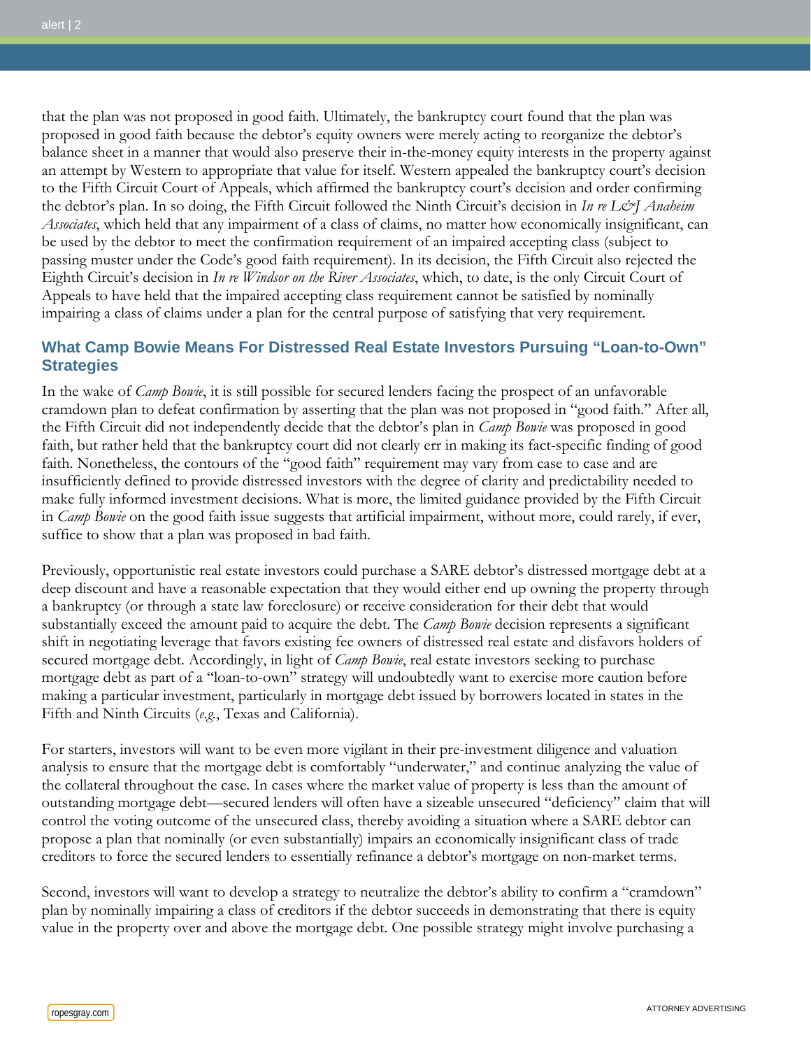that the plan was not proposed in good faith. Ultimately, the bankruptcy court found that the plan was proposed in good faith because the debtor's equity owners were merely acting to reorganize the debtor's balance sheet in a manner that would also preserve their in-the-money equity interests in the property against an attempt by Western to appropriate that value for itself. Western appealed the bankruptcy court's decision to the Fifth Circuit Court of Appeals, which affirmed the bankruptcy court's decision and order confirming the debtor's plan. In so doing, the Fifth Circuit followed the Ninth Circuit's decision in *In re L&J Anaheim Associates*, which held that any impairment of a class of claims, no matter how economically insignificant, can be used by the debtor to meet the confirmation requirement of an impaired accepting class (subject to passing muster under the Code's good faith requirement). In its decision, the Fifth Circuit also rejected the Eighth Circuit's decision in *In re Windsor on the River Associates*, which, to date, is the only Circuit Court of Appeals to have held that the impaired accepting class requirement cannot be satisfied by nominally impairing a class of claims under a plan for the central purpose of satisfying that very requirement.

## What Camp Bowie Means For Distressed Real Estate Investors Pursuing "Loan-to-Own" Strategies

In the wake of *Camp Bowie*, it is still possible for secured lenders facing the prospect of an unfavorable cramdown plan to defeat confirmation by asserting that the plan was not proposed in "good faith." After all, the Fifth Circuit did not independently decide that the debtor's plan in *Camp Bowie* was proposed in good faith, but rather held that the bankruptcy court did not clearly err in making its fact-specific finding of good faith. Nonetheless, the contours of the "good faith" requirement may vary from case to case and are insufficiently defined to provide distressed investors with the degree of clarity and predictability needed to make fully informed investment decisions. What is more, the limited guidance provided by the Fifth Circuit in *Camp Bowie* on the good faith issue suggests that artificial impairment, without more, could rarely, if ever, suffice to show that a plan was proposed in bad faith.

Previously, opportunistic real estate investors could purchase a SARE debtor's distressed mortgage debt at a deep discount and have a reasonable expectation that they would either end up owning the property through a bankruptcy (or through a state law foreclosure) or receive consideration for their debt that would substantially exceed the amount paid to acquire the debt. The *Camp Bowie* decision represents a significant shift in negotiating leverage that favors existing fee owners of distressed real estate and disfavors holders of secured mortgage debt. Accordingly, in light of *Camp Bowie*, real estate investors seeking to purchase mortgage debt as part of a "loan-to-own" strategy will undoubtedly want to exercise more caution before making a particular investment, particularly in mortgage debt issued by borrowers located in states in the Fifth and Ninth Circuits (*e.g.*, Texas and California).

For starters, investors will want to be even more vigilant in their pre-investment diligence and valuation analysis to ensure that the mortgage debt is comfortably "underwater," and continue analyzing the value of the collateral throughout the case. In cases where the market value of property is less than the amount of outstanding mortgage debt—secured lenders will often have a sizeable unsecured "deficiency" claim that will control the voting outcome of the unsecured class, thereby avoiding a situation where a SARE debtor can propose a plan that nominally (or even substantially) impairs an economically insignificant class of trade creditors to force the secured lenders to essentially refinance a debtor's mortgage on non-market terms.

Second, investors will want to develop a strategy to neutralize the debtor's ability to confirm a "cramdown" plan by nominally impairing a class of creditors if the debtor succeeds in demonstrating that there is equity value in the property over and above the mortgage debt. One possible strategy might involve purchasing a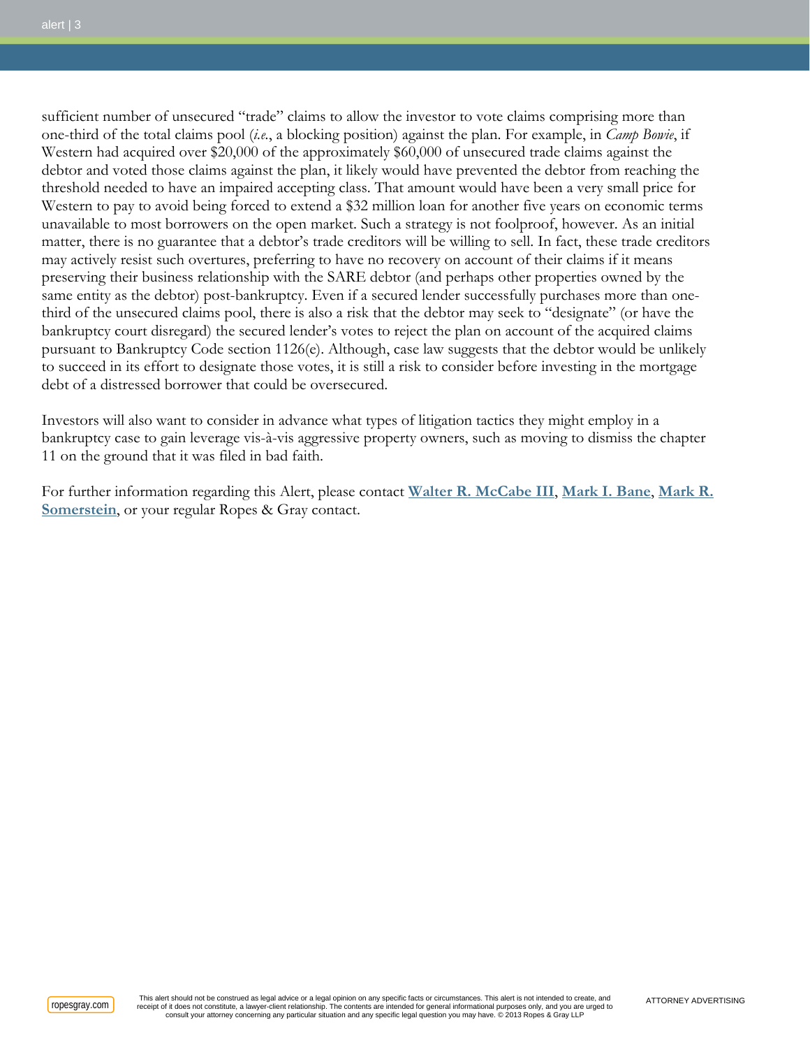sufficient number of unsecured "trade" claims to allow the investor to vote claims comprising more than one-third of the total claims pool (*i.e.*, a blocking position) against the plan. For example, in *Camp Bowie*, if Western had acquired over $20,000 of the approximately $60,000 of unsecured trade claims against the debtor and voted those claims against the plan, it likely would have prevented the debtor from reaching the threshold needed to have an impaired accepting class. That amount would have been a very small price for Western to pay to avoid being forced to extend a $32 million loan for another five years on economic terms unavailable to most borrowers on the open market. Such a strategy is not foolproof, however. As an initial matter, there is no guarantee that a debtor's trade creditors will be willing to sell. In fact, these trade creditors may actively resist such overtures, preferring to have no recovery on account of their claims if it means preserving their business relationship with the SARE debtor (and perhaps other properties owned by the same entity as the debtor) post-bankruptcy. Even if a secured lender successfully purchases more than one-third of the unsecured claims pool, there is also a risk that the debtor may seek to "designate" (or have the bankruptcy court disregard) the secured lender's votes to reject the plan on account of the acquired claims pursuant to Bankruptcy Code section 1126(e). Although, case law suggests that the debtor would be unlikely to succeed in its effort to designate those votes, it is still a risk to consider before investing in the mortgage debt of a distressed borrower that could be oversecured.

Investors will also want to consider in advance what types of litigation tactics they might employ in a bankruptcy case to gain leverage vis-à-vis aggressive property owners, such as moving to dismiss the chapter 11 on the ground that it was filed in bad faith.

For further information regarding this Alert, please contact **Walter R. McCabe III**, **Mark I. Bane**, **Mark R. Somerstein**, or your regular Ropes & Gray contact.

This alert should not be construed as legal advice or a legal opinion on any specific facts or circumstances. This alert is not intended to create, and receipt of it does not constitute, a lawyer-client relationship. The contents are intended for general informational purposes only, and you are urged to consult your attorney concerning any particular situation and any specific legal question you may have. © 2013 Ropes & Gray LLP

ATTORNEY ADVERTISING